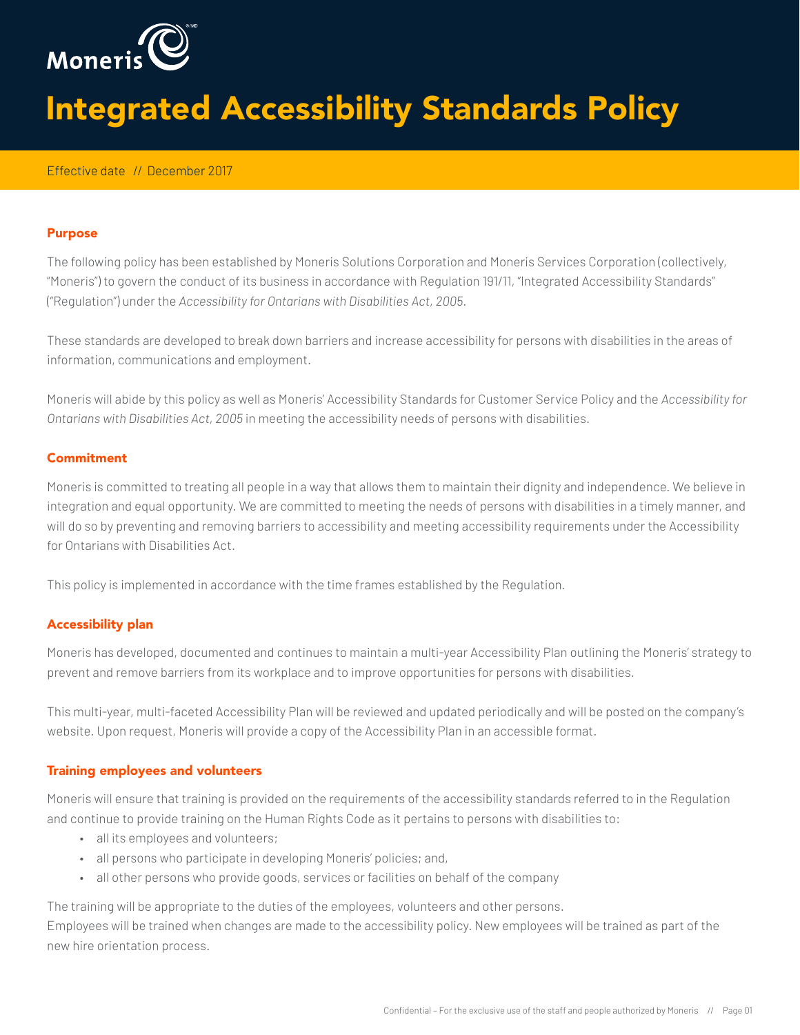Moneris

# Integrated Accessibility Standards Policy

Effective date // December 2017

## Purpose

The following policy has been established by Moneris Solutions Corporation and Moneris Services Corporation (collectively, "Moneris") to govern the conduct of its business in accordance with Regulation 191/11, "Integrated Accessibility Standards" ("Regulation") under the *Accessibility for Ontarians with Disabilities Act, 2005.*

These standards are developed to break down barriers and increase accessibility for persons with disabilities in the areas of information, communications and employment.

Moneris will abide by this policy as well as Moneris' Accessibility Standards for Customer Service Policy and the *Accessibility for Ontarians with Disabilities Act, 2005* in meeting the accessibility needs of persons with disabilities.

## Commitment

Moneris is committed to treating all people in a way that allows them to maintain their dignity and independence. We believe in integration and equal opportunity. We are committed to meeting the needs of persons with disabilities in a timely manner, and will do so by preventing and removing barriers to accessibility and meeting accessibility requirements under the Accessibility for Ontarians with Disabilities Act.

This policy is implemented in accordance with the time frames established by the Regulation.

## Accessibility plan

Moneris has developed, documented and continues to maintain a multi-year Accessibility Plan outlining the Moneris' strategy to prevent and remove barriers from its workplace and to improve opportunities for persons with disabilities.

This multi-year, multi-faceted Accessibility Plan will be reviewed and updated periodically and will be posted on the company's website. Upon request, Moneris will provide a copy of the Accessibility Plan in an accessible format.

## Training employees and volunteers

Moneris will ensure that training is provided on the requirements of the accessibility standards referred to in the Regulation and continue to provide training on the Human Rights Code as it pertains to persons with disabilities to:

- all its employees and volunteers;
- all persons who participate in developing Moneris' policies; and,
- all other persons who provide goods, services or facilities on behalf of the company

The training will be appropriate to the duties of the employees, volunteers and other persons.
Employees will be trained when changes are made to the accessibility policy. New employees will be trained as part of the new hire orientation process.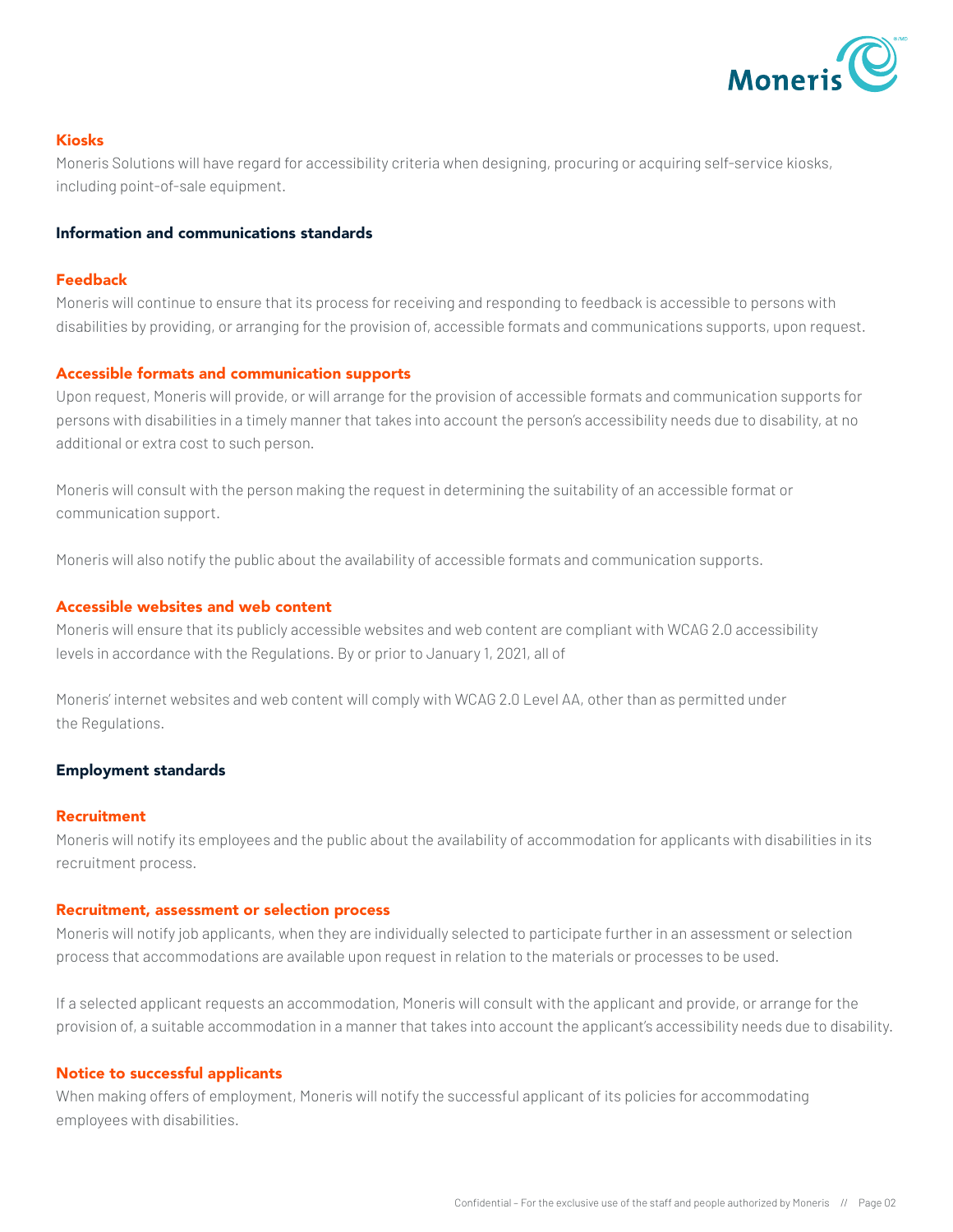### Kiosks

Moneris Solutions will have regard for accessibility criteria when designing, procuring or acquiring self-service kiosks, including point-of-sale equipment.

## Information and communications standards

### Feedback

Moneris will continue to ensure that its process for receiving and responding to feedback is accessible to persons with disabilities by providing, or arranging for the provision of, accessible formats and communications supports, upon request.

### Accessible formats and communication supports

Upon request, Moneris will provide, or will arrange for the provision of accessible formats and communication supports for persons with disabilities in a timely manner that takes into account the person's accessibility needs due to disability, at no additional or extra cost to such person.

Moneris will consult with the person making the request in determining the suitability of an accessible format or communication support.

Moneris will also notify the public about the availability of accessible formats and communication supports.

### Accessible websites and web content

Moneris will ensure that its publicly accessible websites and web content are compliant with WCAG 2.0 accessibility levels in accordance with the Regulations. By or prior to January 1, 2021, all of

Moneris' internet websites and web content will comply with WCAG 2.0 Level AA, other than as permitted under the Regulations.

## Employment standards

### Recruitment

Moneris will notify its employees and the public about the availability of accommodation for applicants with disabilities in its recruitment process.

### Recruitment, assessment or selection process

Moneris will notify job applicants, when they are individually selected to participate further in an assessment or selection process that accommodations are available upon request in relation to the materials or processes to be used.

If a selected applicant requests an accommodation, Moneris will consult with the applicant and provide, or arrange for the provision of, a suitable accommodation in a manner that takes into account the applicant's accessibility needs due to disability.

### Notice to successful applicants

When making offers of employment, Moneris will notify the successful applicant of its policies for accommodating employees with disabilities.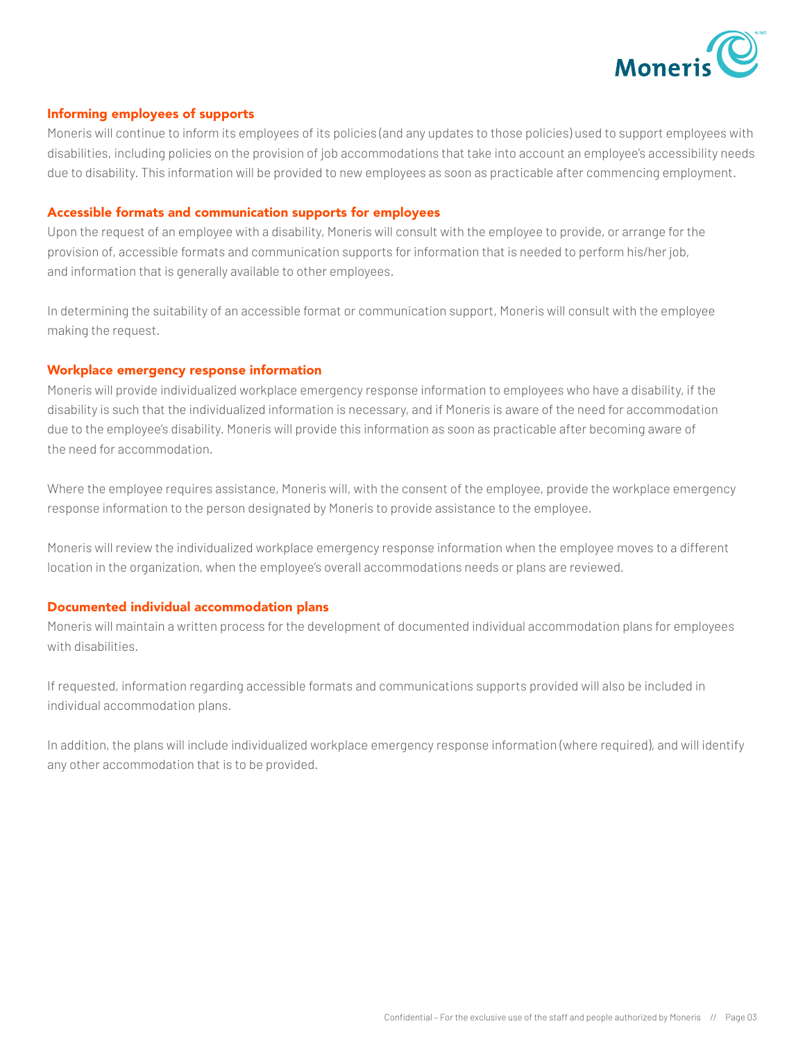## Informing employees of supports

Moneris will continue to inform its employees of its policies (and any updates to those policies) used to support employees with disabilities, including policies on the provision of job accommodations that take into account an employee's accessibility needs due to disability. This information will be provided to new employees as soon as practicable after commencing employment.

## Accessible formats and communication supports for employees

Upon the request of an employee with a disability, Moneris will consult with the employee to provide, or arrange for the provision of, accessible formats and communication supports for information that is needed to perform his/her job, and information that is generally available to other employees.

In determining the suitability of an accessible format or communication support, Moneris will consult with the employee making the request.

## Workplace emergency response information

Moneris will provide individualized workplace emergency response information to employees who have a disability, if the disability is such that the individualized information is necessary, and if Moneris is aware of the need for accommodation due to the employee's disability. Moneris will provide this information as soon as practicable after becoming aware of the need for accommodation.

Where the employee requires assistance, Moneris will, with the consent of the employee, provide the workplace emergency response information to the person designated by Moneris to provide assistance to the employee.

Moneris will review the individualized workplace emergency response information when the employee moves to a different location in the organization, when the employee's overall accommodations needs or plans are reviewed.

## Documented individual accommodation plans

Moneris will maintain a written process for the development of documented individual accommodation plans for employees with disabilities.

If requested, information regarding accessible formats and communications supports provided will also be included in individual accommodation plans.

In addition, the plans will include individualized workplace emergency response information (where required), and will identify any other accommodation that is to be provided.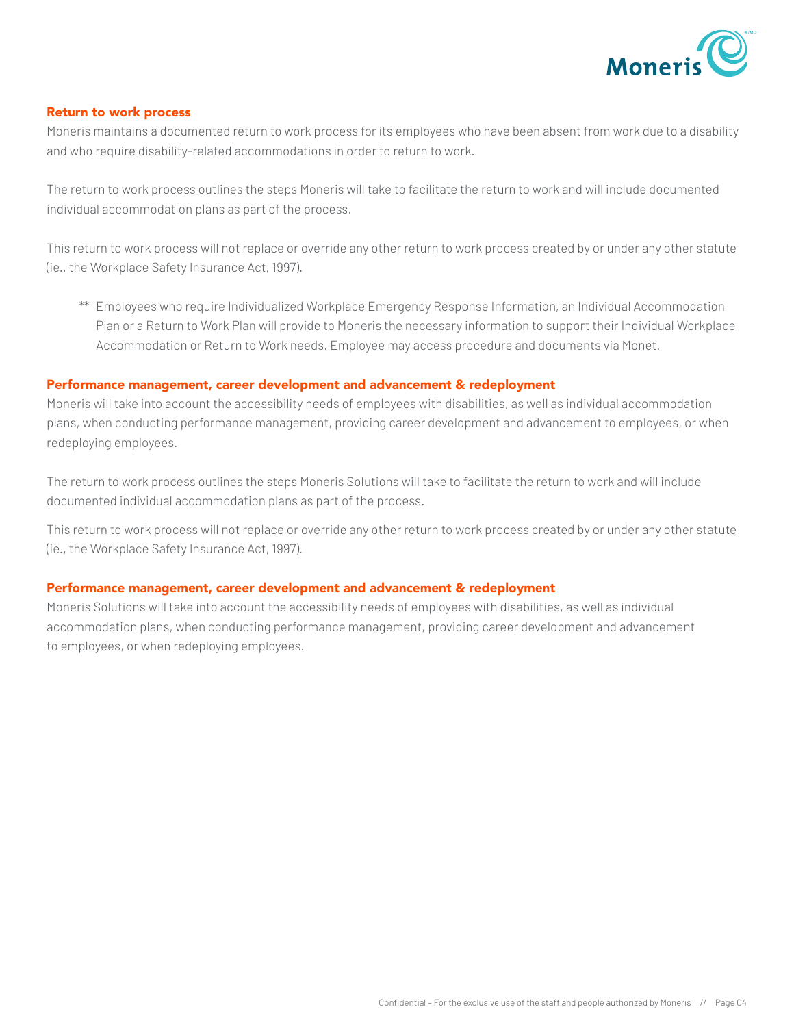## Return to work process

Moneris maintains a documented return to work process for its employees who have been absent from work due to a disability and who require disability-related accommodations in order to return to work.

The return to work process outlines the steps Moneris will take to facilitate the return to work and will include documented individual accommodation plans as part of the process.

This return to work process will not replace or override any other return to work process created by or under any other statute (ie., the Workplace Safety Insurance Act, 1997).

> ** Employees who require Individualized Workplace Emergency Response Information, an Individual Accommodation Plan or a Return to Work Plan will provide to Moneris the necessary information to support their Individual Workplace Accommodation or Return to Work needs. Employee may access procedure and documents via Monet.

## Performance management, career development and advancement & redeployment

Moneris will take into account the accessibility needs of employees with disabilities, as well as individual accommodation plans, when conducting performance management, providing career development and advancement to employees, or when redeploying employees.

The return to work process outlines the steps Moneris Solutions will take to facilitate the return to work and will include documented individual accommodation plans as part of the process.

This return to work process will not replace or override any other return to work process created by or under any other statute (ie., the Workplace Safety Insurance Act, 1997).

## Performance management, career development and advancement & redeployment

Moneris Solutions will take into account the accessibility needs of employees with disabilities, as well as individual accommodation plans, when conducting performance management, providing career development and advancement to employees, or when redeploying employees.